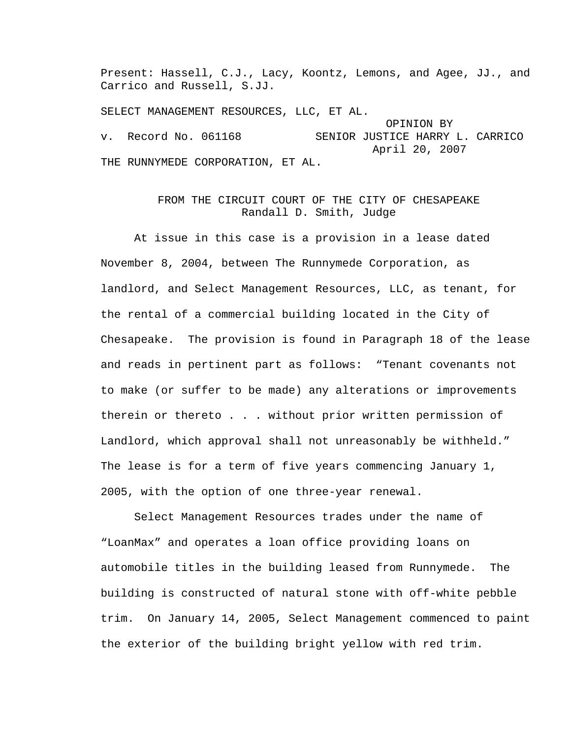Present: Hassell, C.J., Lacy, Koontz, Lemons, and Agee, JJ., and Carrico and Russell, S.JJ.

SELECT MANAGEMENT RESOURCES, LLC, ET AL.

v. Record No. 061168

OPINION BY SENIOR JUSTICE HARRY L. CARRICO
April 20, 2007

THE RUNNYMEDE CORPORATION, ET AL.

FROM THE CIRCUIT COURT OF THE CITY OF CHESAPEAKE
Randall D. Smith, Judge

At issue in this case is a provision in a lease dated November 8, 2004, between The Runnymede Corporation, as landlord, and Select Management Resources, LLC, as tenant, for the rental of a commercial building located in the City of Chesapeake. The provision is found in Paragraph 18 of the lease and reads in pertinent part as follows: "Tenant covenants not to make (or suffer to be made) any alterations or improvements therein or thereto . . . without prior written permission of Landlord, which approval shall not unreasonably be withheld." The lease is for a term of five years commencing January 1, 2005, with the option of one three-year renewal.

Select Management Resources trades under the name of "LoanMax" and operates a loan office providing loans on automobile titles in the building leased from Runnymede. The building is constructed of natural stone with off-white pebble trim. On January 14, 2005, Select Management commenced to paint the exterior of the building bright yellow with red trim.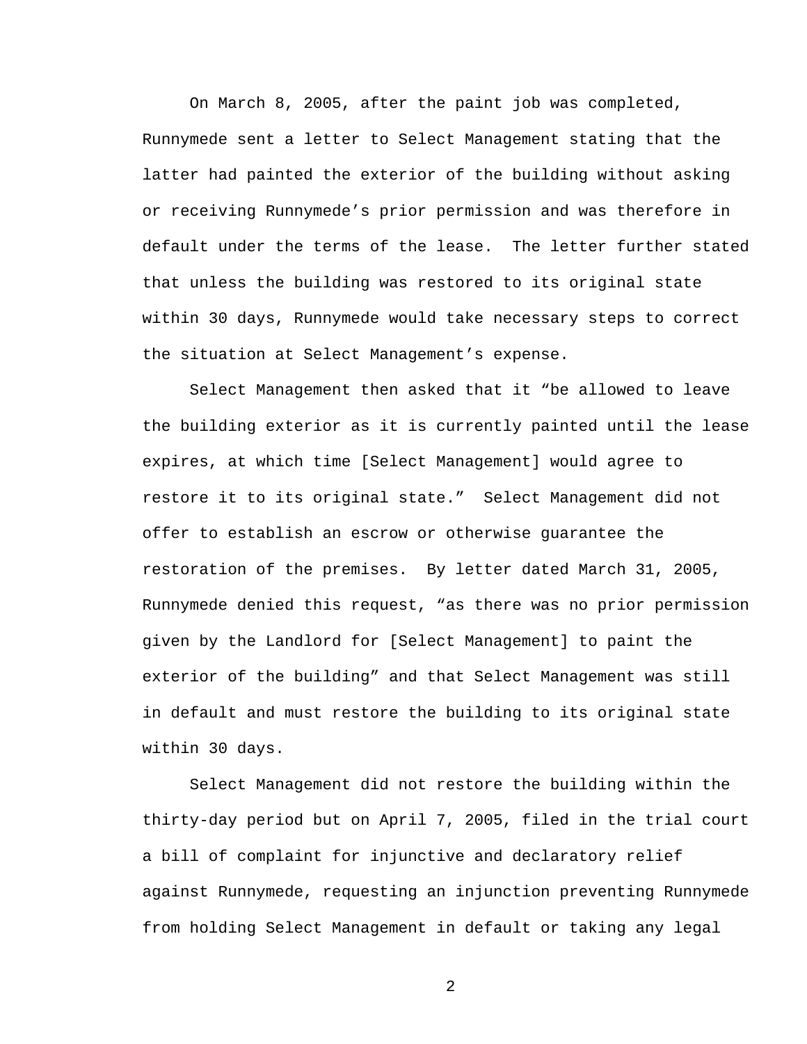On March 8, 2005, after the paint job was completed, Runnymede sent a letter to Select Management stating that the latter had painted the exterior of the building without asking or receiving Runnymede's prior permission and was therefore in default under the terms of the lease. The letter further stated that unless the building was restored to its original state within 30 days, Runnymede would take necessary steps to correct the situation at Select Management's expense.

Select Management then asked that it "be allowed to leave the building exterior as it is currently painted until the lease expires, at which time [Select Management] would agree to restore it to its original state." Select Management did not offer to establish an escrow or otherwise guarantee the restoration of the premises. By letter dated March 31, 2005, Runnymede denied this request, "as there was no prior permission given by the Landlord for [Select Management] to paint the exterior of the building" and that Select Management was still in default and must restore the building to its original state within 30 days.

Select Management did not restore the building within the thirty-day period but on April 7, 2005, filed in the trial court a bill of complaint for injunctive and declaratory relief against Runnymede, requesting an injunction preventing Runnymede from holding Select Management in default or taking any legal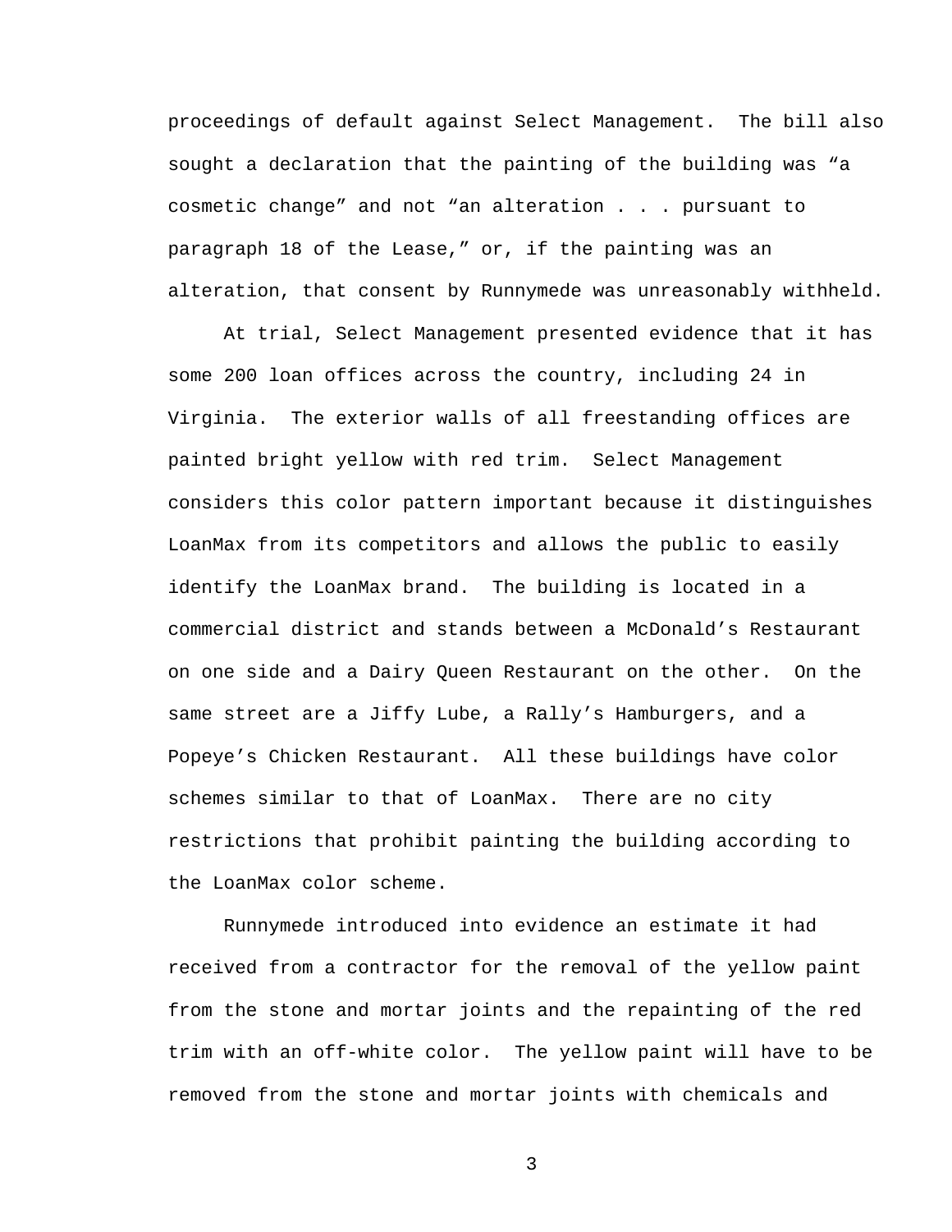proceedings of default against Select Management. The bill also sought a declaration that the painting of the building was "a cosmetic change" and not "an alteration . . . pursuant to paragraph 18 of the Lease," or, if the painting was an alteration, that consent by Runnymede was unreasonably withheld.

At trial, Select Management presented evidence that it has some 200 loan offices across the country, including 24 in Virginia. The exterior walls of all freestanding offices are painted bright yellow with red trim. Select Management considers this color pattern important because it distinguishes LoanMax from its competitors and allows the public to easily identify the LoanMax brand. The building is located in a commercial district and stands between a McDonald's Restaurant on one side and a Dairy Queen Restaurant on the other. On the same street are a Jiffy Lube, a Rally's Hamburgers, and a Popeye's Chicken Restaurant. All these buildings have color schemes similar to that of LoanMax. There are no city restrictions that prohibit painting the building according to the LoanMax color scheme.

Runnymede introduced into evidence an estimate it had received from a contractor for the removal of the yellow paint from the stone and mortar joints and the repainting of the red trim with an off-white color. The yellow paint will have to be removed from the stone and mortar joints with chemicals and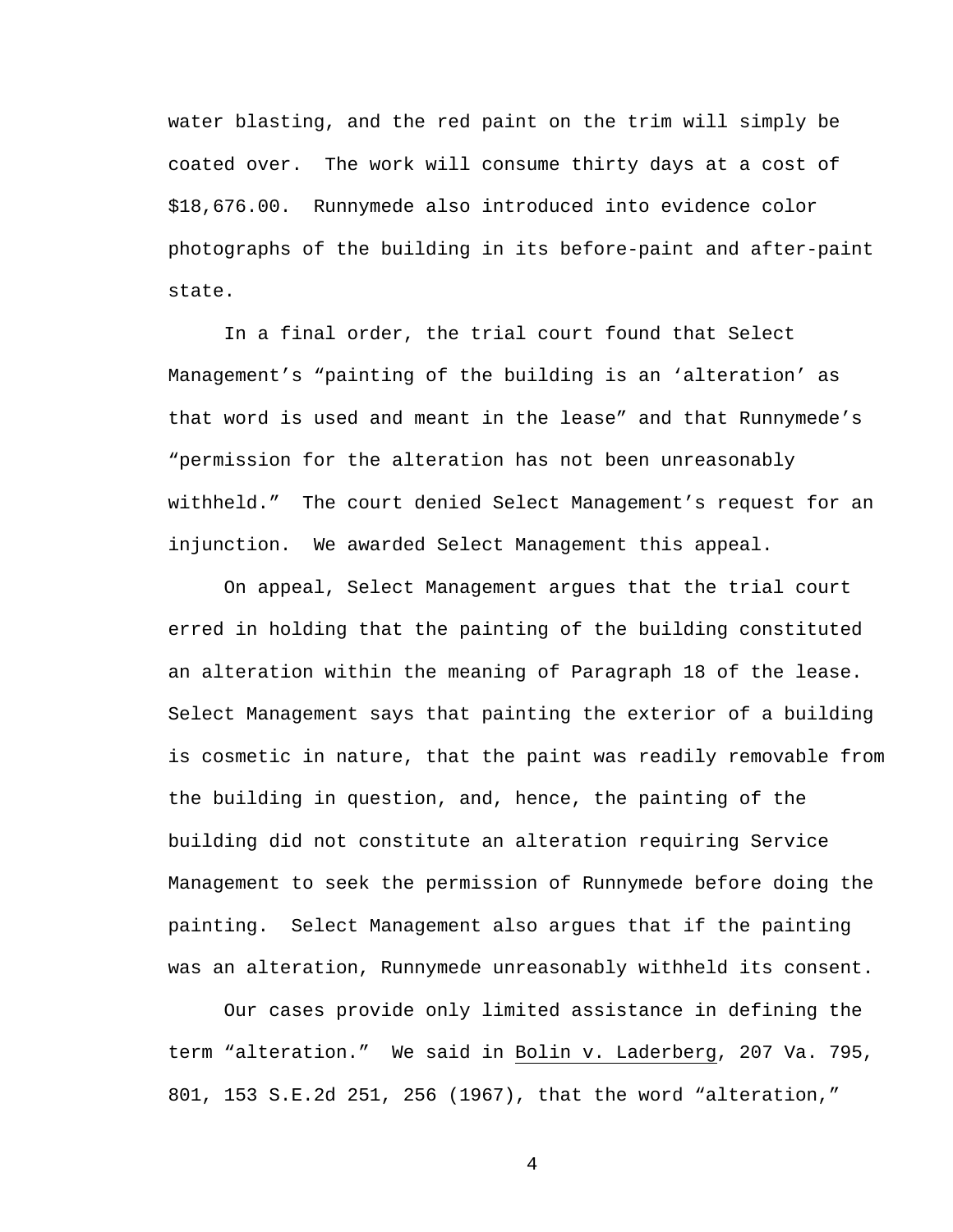water blasting, and the red paint on the trim will simply be coated over. The work will consume thirty days at a cost of $18,676.00. Runnymede also introduced into evidence color photographs of the building in its before-paint and after-paint state.

In a final order, the trial court found that Select Management's "painting of the building is an 'alteration' as that word is used and meant in the lease" and that Runnymede's "permission for the alteration has not been unreasonably withheld." The court denied Select Management's request for an injunction. We awarded Select Management this appeal.

On appeal, Select Management argues that the trial court erred in holding that the painting of the building constituted an alteration within the meaning of Paragraph 18 of the lease. Select Management says that painting the exterior of a building is cosmetic in nature, that the paint was readily removable from the building in question, and, hence, the painting of the building did not constitute an alteration requiring Service Management to seek the permission of Runnymede before doing the painting. Select Management also argues that if the painting was an alteration, Runnymede unreasonably withheld its consent.

Our cases provide only limited assistance in defining the term "alteration." We said in Bolin v. Laderberg, 207 Va. 795, 801, 153 S.E.2d 251, 256 (1967), that the word "alteration,"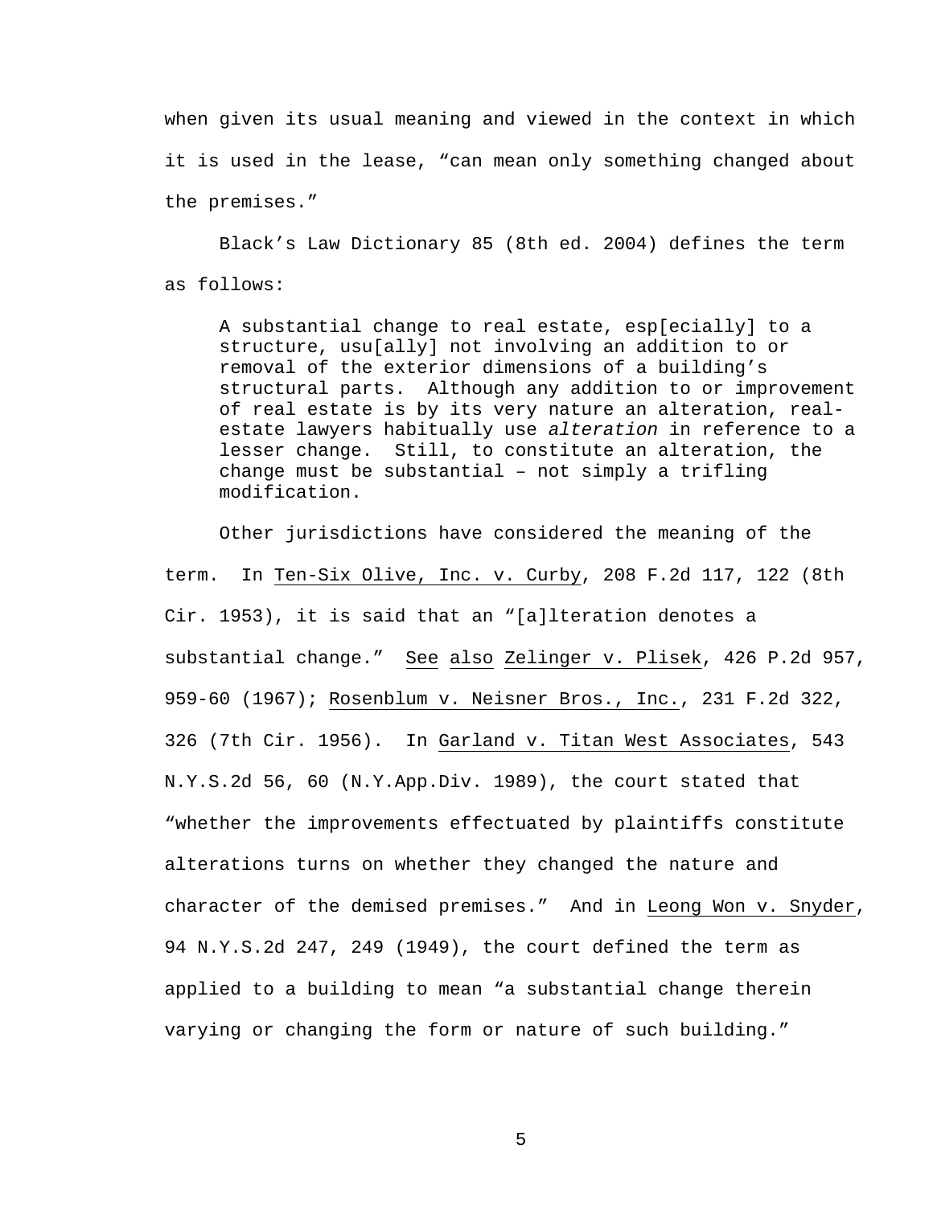when given its usual meaning and viewed in the context in which it is used in the lease, "can mean only something changed about the premises."

Black's Law Dictionary 85 (8th ed. 2004) defines the term as follows:

> A substantial change to real estate, esp[ecially] to a structure, usu[ally] not involving an addition to or removal of the exterior dimensions of a building's structural parts. Although any addition to or improvement of real estate is by its very nature an alteration, real-estate lawyers habitually use *alteration* in reference to a lesser change. Still, to constitute an alteration, the change must be substantial – not simply a trifling modification.

Other jurisdictions have considered the meaning of the term. In Ten-Six Olive, Inc. v. Curby, 208 F.2d 117, 122 (8th Cir. 1953), it is said that an "[a]lteration denotes a substantial change." See also Zelinger v. Plisek, 426 P.2d 957, 959-60 (1967); Rosenblum v. Neisner Bros., Inc., 231 F.2d 322, 326 (7th Cir. 1956). In Garland v. Titan West Associates, 543 N.Y.S.2d 56, 60 (N.Y.App.Div. 1989), the court stated that "whether the improvements effectuated by plaintiffs constitute alterations turns on whether they changed the nature and character of the demised premises." And in Leong Won v. Snyder, 94 N.Y.S.2d 247, 249 (1949), the court defined the term as applied to a building to mean "a substantial change therein varying or changing the form or nature of such building."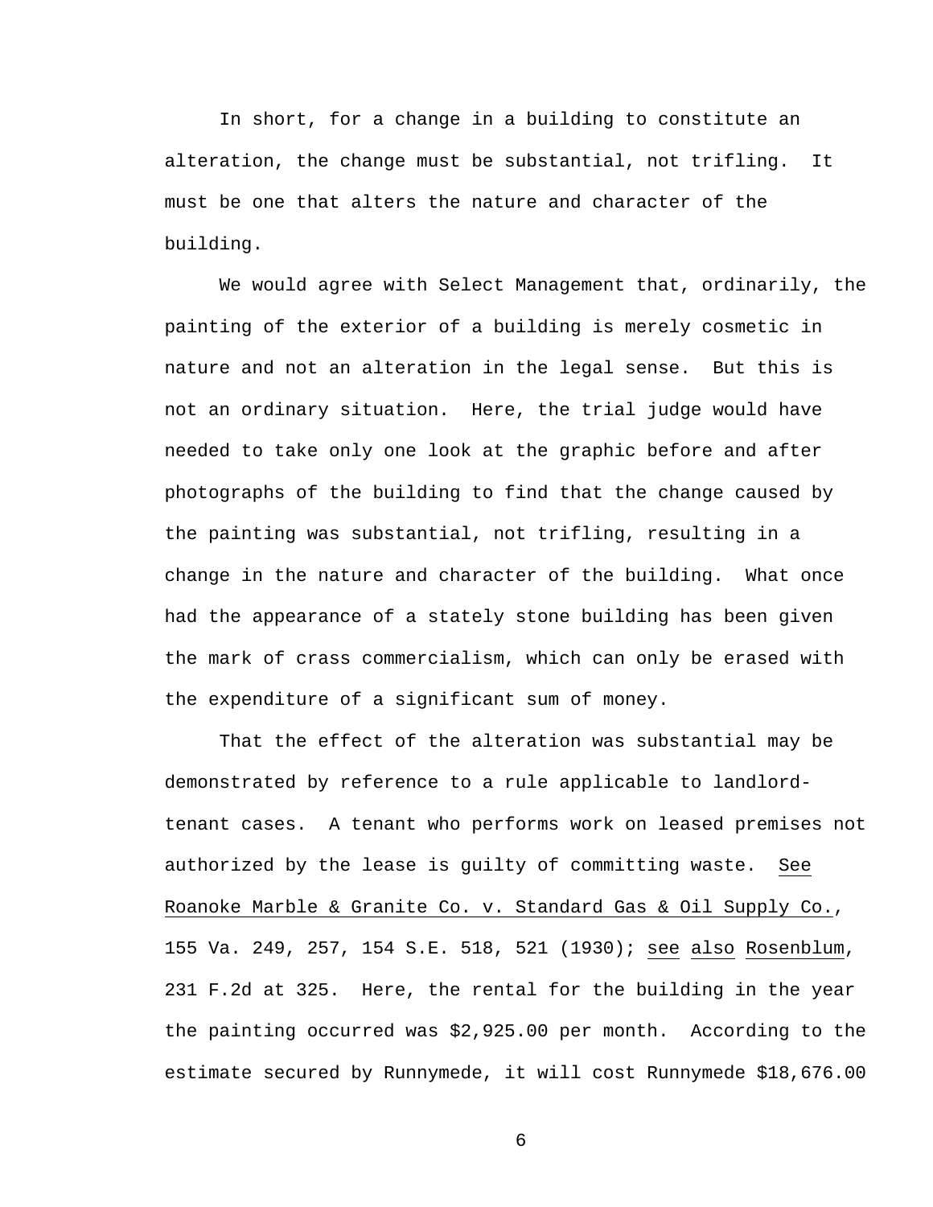In short, for a change in a building to constitute an alteration, the change must be substantial, not trifling. It must be one that alters the nature and character of the building.

We would agree with Select Management that, ordinarily, the painting of the exterior of a building is merely cosmetic in nature and not an alteration in the legal sense. But this is not an ordinary situation. Here, the trial judge would have needed to take only one look at the graphic before and after photographs of the building to find that the change caused by the painting was substantial, not trifling, resulting in a change in the nature and character of the building. What once had the appearance of a stately stone building has been given the mark of crass commercialism, which can only be erased with the expenditure of a significant sum of money.

That the effect of the alteration was substantial may be demonstrated by reference to a rule applicable to landlord-tenant cases. A tenant who performs work on leased premises not authorized by the lease is guilty of committing waste. See Roanoke Marble & Granite Co. v. Standard Gas & Oil Supply Co., 155 Va. 249, 257, 154 S.E. 518, 521 (1930); see also Rosenblum, 231 F.2d at 325. Here, the rental for the building in the year the painting occurred was $2,925.00 per month. According to the estimate secured by Runnymede, it will cost Runnymede $18,676.00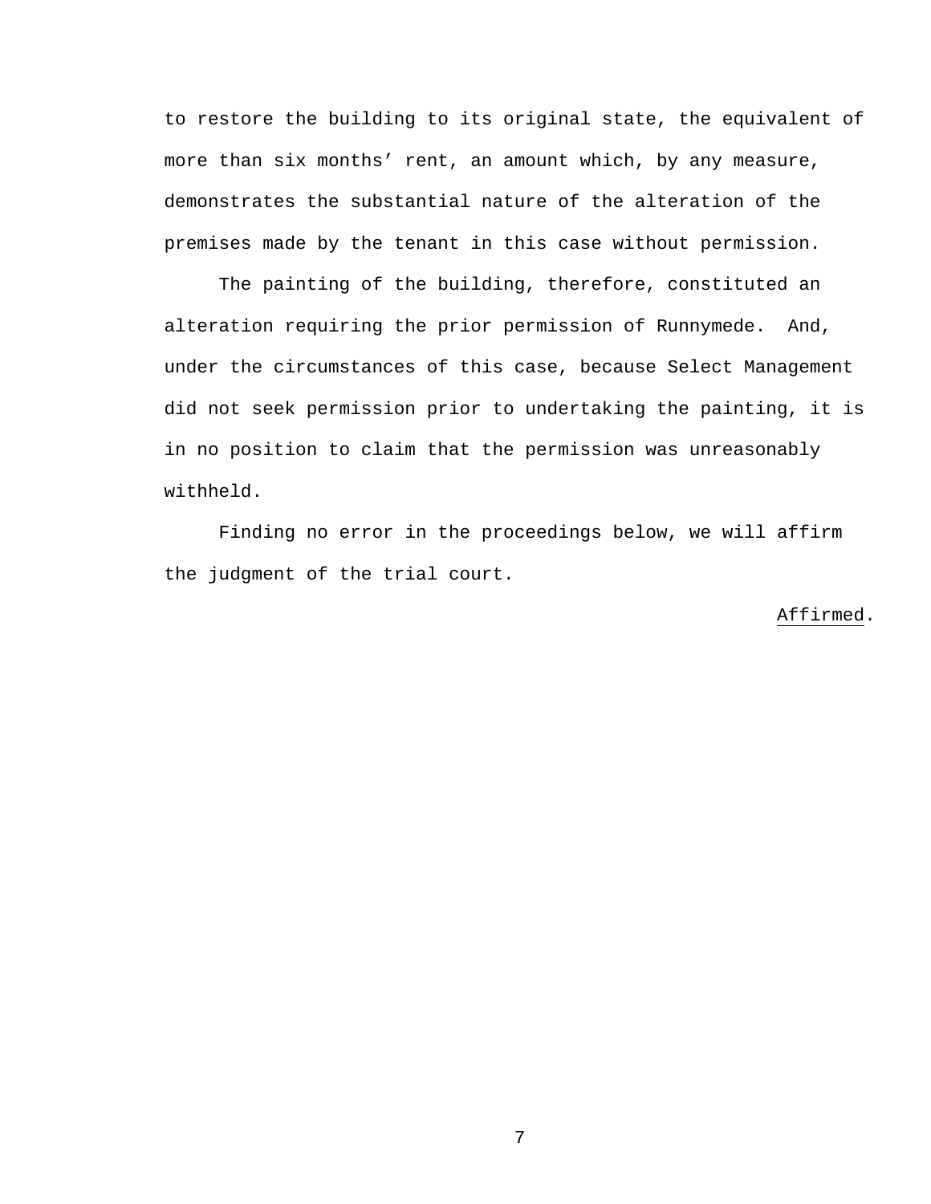to restore the building to its original state, the equivalent of more than six months' rent, an amount which, by any measure, demonstrates the substantial nature of the alteration of the premises made by the tenant in this case without permission.

The painting of the building, therefore, constituted an alteration requiring the prior permission of Runnymede. And, under the circumstances of this case, because Select Management did not seek permission prior to undertaking the painting, it is in no position to claim that the permission was unreasonably withheld.

Finding no error in the proceedings below, we will affirm the judgment of the trial court.

Affirmed.